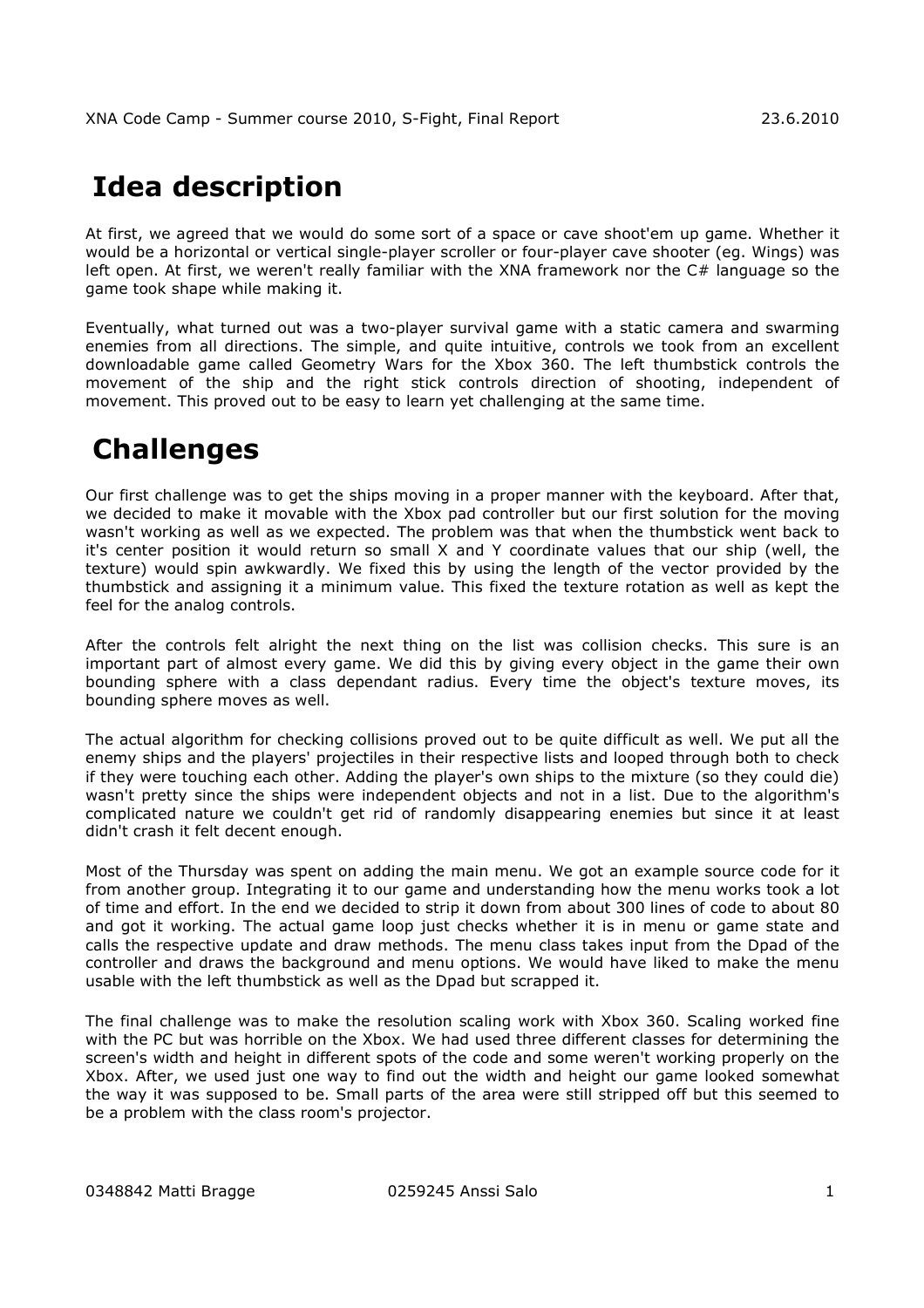# Idea description

At first, we agreed that we would do some sort of a space or cave shoot'em up game. Whether it would be a horizontal or vertical single-player scroller or four-player cave shooter (eg. Wings) was left open. At first, we weren't really familiar with the XNA framework nor the C# language so the game took shape while making it.

Eventually, what turned out was a two-player survival game with a static camera and swarming enemies from all directions. The simple, and quite intuitive, controls we took from an excellent downloadable game called Geometry Wars for the Xbox 360. The left thumbstick controls the movement of the ship and the right stick controls direction of shooting, independent of movement. This proved out to be easy to learn yet challenging at the same time.

# Challenges

Our first challenge was to get the ships moving in a proper manner with the keyboard. After that, we decided to make it movable with the Xbox pad controller but our first solution for the moving wasn't working as well as we expected. The problem was that when the thumbstick went back to it's center position it would return so small X and Y coordinate values that our ship (well, the texture) would spin awkwardly. We fixed this by using the length of the vector provided by the thumbstick and assigning it a minimum value. This fixed the texture rotation as well as kept the feel for the analog controls.

After the controls felt alright the next thing on the list was collision checks. This sure is an important part of almost every game. We did this by giving every object in the game their own bounding sphere with a class dependant radius. Every time the object's texture moves, its bounding sphere moves as well.

The actual algorithm for checking collisions proved out to be quite difficult as well. We put all the enemy ships and the players' projectiles in their respective lists and looped through both to check if they were touching each other. Adding the player's own ships to the mixture (so they could die) wasn't pretty since the ships were independent objects and not in a list. Due to the algorithm's complicated nature we couldn't get rid of randomly disappearing enemies but since it at least didn't crash it felt decent enough.

Most of the Thursday was spent on adding the main menu. We got an example source code for it from another group. Integrating it to our game and understanding how the menu works took a lot of time and effort. In the end we decided to strip it down from about 300 lines of code to about 80 and got it working. The actual game loop just checks whether it is in menu or game state and calls the respective update and draw methods. The menu class takes input from the Dpad of the controller and draws the background and menu options. We would have liked to make the menu usable with the left thumbstick as well as the Dpad but scrapped it.

The final challenge was to make the resolution scaling work with Xbox 360. Scaling worked fine with the PC but was horrible on the Xbox. We had used three different classes for determining the screen's width and height in different spots of the code and some weren't working properly on the Xbox. After, we used just one way to find out the width and height our game looked somewhat the way it was supposed to be. Small parts of the area were still stripped off but this seemed to be a problem with the class room's projector.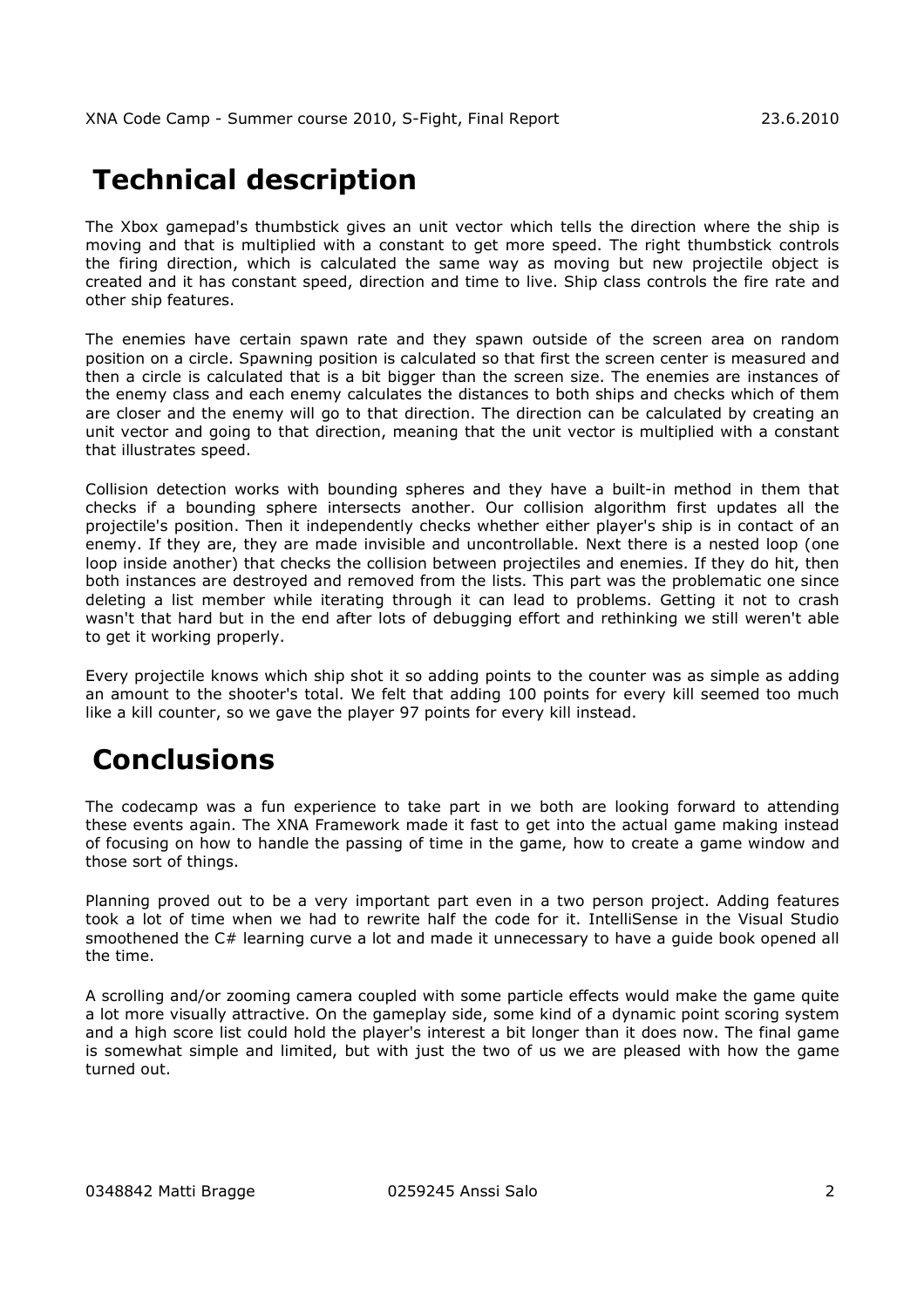# Technical description

The Xbox gamepad's thumbstick gives an unit vector which tells the direction where the ship is moving and that is multiplied with a constant to get more speed. The right thumbstick controls the firing direction, which is calculated the same way as moving but new projectile object is created and it has constant speed, direction and time to live. Ship class controls the fire rate and other ship features.

The enemies have certain spawn rate and they spawn outside of the screen area on random position on a circle. Spawning position is calculated so that first the screen center is measured and then a circle is calculated that is a bit bigger than the screen size. The enemies are instances of the enemy class and each enemy calculates the distances to both ships and checks which of them are closer and the enemy will go to that direction. The direction can be calculated by creating an unit vector and going to that direction, meaning that the unit vector is multiplied with a constant that illustrates speed.

Collision detection works with bounding spheres and they have a built-in method in them that checks if a bounding sphere intersects another. Our collision algorithm first updates all the projectile's position. Then it independently checks whether either player's ship is in contact of an enemy. If they are, they are made invisible and uncontrollable. Next there is a nested loop (one loop inside another) that checks the collision between projectiles and enemies. If they do hit, then both instances are destroyed and removed from the lists. This part was the problematic one since deleting a list member while iterating through it can lead to problems. Getting it not to crash wasn't that hard but in the end after lots of debugging effort and rethinking we still weren't able to get it working properly.

Every projectile knows which ship shot it so adding points to the counter was as simple as adding an amount to the shooter's total. We felt that adding 100 points for every kill seemed too much like a kill counter, so we gave the player 97 points for every kill instead.

# Conclusions

The codecamp was a fun experience to take part in we both are looking forward to attending these events again. The XNA Framework made it fast to get into the actual game making instead of focusing on how to handle the passing of time in the game, how to create a game window and those sort of things.

Planning proved out to be a very important part even in a two person project. Adding features took a lot of time when we had to rewrite half the code for it. IntelliSense in the Visual Studio smoothened the C# learning curve a lot and made it unnecessary to have a guide book opened all the time.

A scrolling and/or zooming camera coupled with some particle effects would make the game quite a lot more visually attractive. On the gameplay side, some kind of a dynamic point scoring system and a high score list could hold the player's interest a bit longer than it does now. The final game is somewhat simple and limited, but with just the two of us we are pleased with how the game turned out.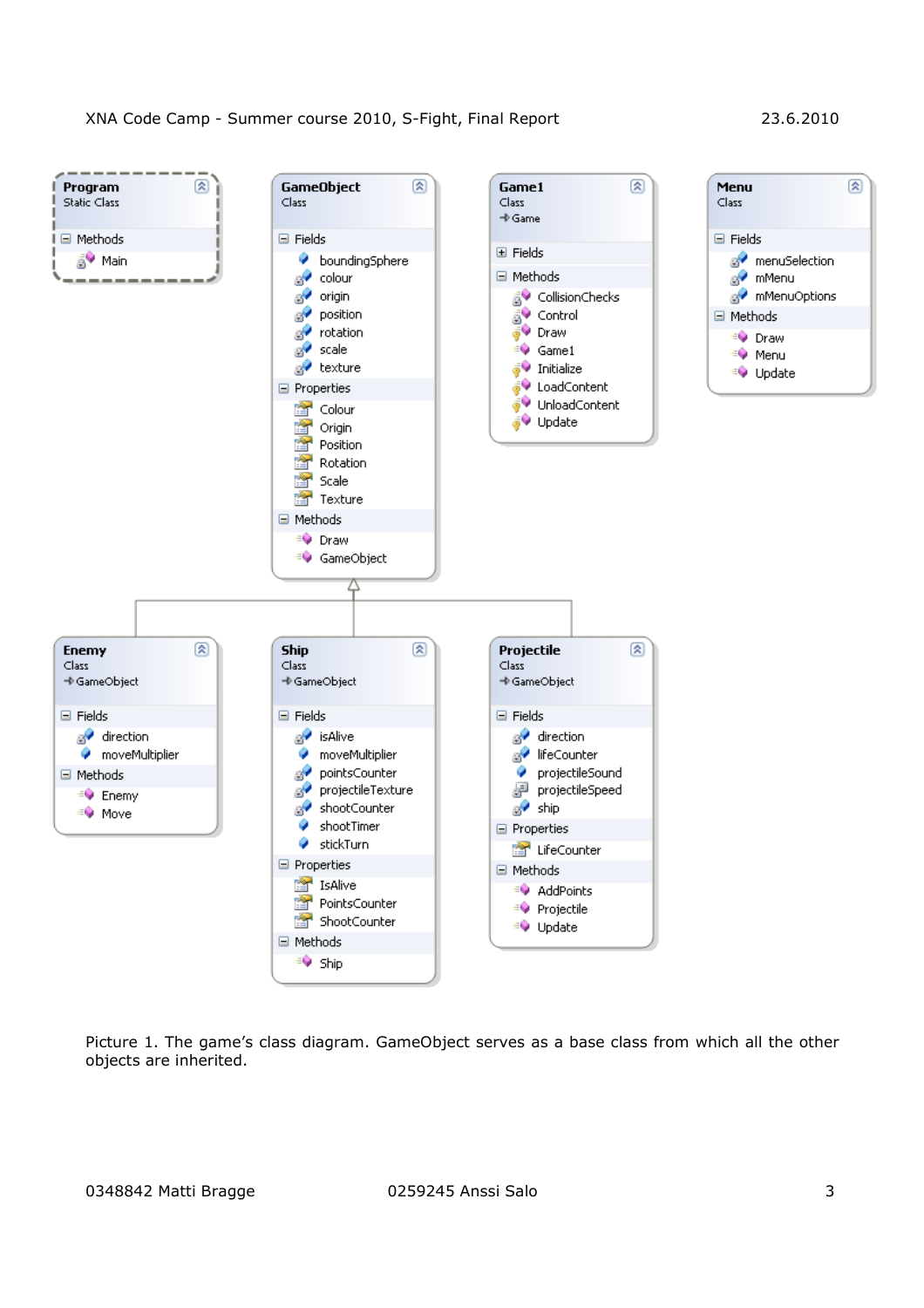**Program**
Static Class

Methods
- Main

**GameObject**
Class

Fields
- boundingSphere
- colour
- origin
- position
- rotation
- scale
- texture

Properties
- Colour
- Origin
- Position
- Rotation
- Scale
- Texture

Methods
- Draw
- GameObject

**Game1**
Class
→ Game

Fields

Methods
- CollisionChecks
- Control
- Draw
- Game1
- Initialize
- LoadContent
- UnloadContent
- Update

**Menu**
Class

Fields
- menuSelection
- mMenu
- mMenuOptions

Methods
- Draw
- Menu
- Update

**Enemy**
Class
→ GameObject

Fields
- direction
- moveMultiplier

Methods
- Enemy
- Move

**Ship**
Class
→ GameObject

Fields
- isAlive
- moveMultiplier
- pointsCounter
- projectileTexture
- shootCounter
- shootTimer
- stickTurn

Properties
- IsAlive
- PointsCounter
- ShootCounter

Methods
- Ship

**Projectile**
Class
→ GameObject

Fields
- direction
- lifeCounter
- projectileSound
- projectileSpeed
- ship

Properties
- LifeCounter

Methods
- AddPoints
- Projectile
- Update

Picture 1. The game's class diagram. GameObject serves as a base class from which all the other objects are inherited.